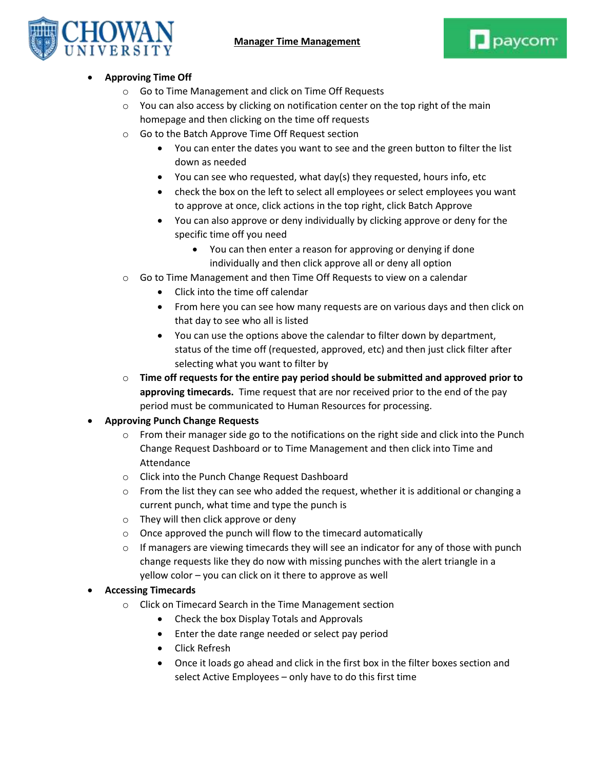# Manager Time Management

- **Approving Time Off**
  - Go to Time Management and click on Time Off Requests
  - You can also access by clicking on notification center on the top right of the main homepage and then clicking on the time off requests
  - Go to the Batch Approve Time Off Request section
    - You can enter the dates you want to see and the green button to filter the list down as needed
    - You can see who requested, what day(s) they requested, hours info, etc
    - check the box on the left to select all employees or select employees you want to approve at once, click actions in the top right, click Batch Approve
    - You can also approve or deny individually by clicking approve or deny for the specific time off you need
      - You can then enter a reason for approving or denying if done individually and then click approve all or deny all option
  - Go to Time Management and then Time Off Requests to view on a calendar
    - Click into the time off calendar
    - From here you can see how many requests are on various days and then click on that day to see who all is listed
    - You can use the options above the calendar to filter down by department, status of the time off (requested, approved, etc) and then just click filter after selecting what you want to filter by
  - **Time off requests for the entire pay period should be submitted and approved prior to approving timecards.** Time request that are nor received prior to the end of the pay period must be communicated to Human Resources for processing.
- **Approving Punch Change Requests**
  - From their manager side go to the notifications on the right side and click into the Punch Change Request Dashboard or to Time Management and then click into Time and Attendance
  - Click into the Punch Change Request Dashboard
  - From the list they can see who added the request, whether it is additional or changing a current punch, what time and type the punch is
  - They will then click approve or deny
  - Once approved the punch will flow to the timecard automatically
  - If managers are viewing timecards they will see an indicator for any of those with punch change requests like they do now with missing punches with the alert triangle in a yellow color – you can click on it there to approve as well
- **Accessing Timecards**
  - Click on Timecard Search in the Time Management section
    - Check the box Display Totals and Approvals
    - Enter the date range needed or select pay period
    - Click Refresh
    - Once it loads go ahead and click in the first box in the filter boxes section and select Active Employees – only have to do this first time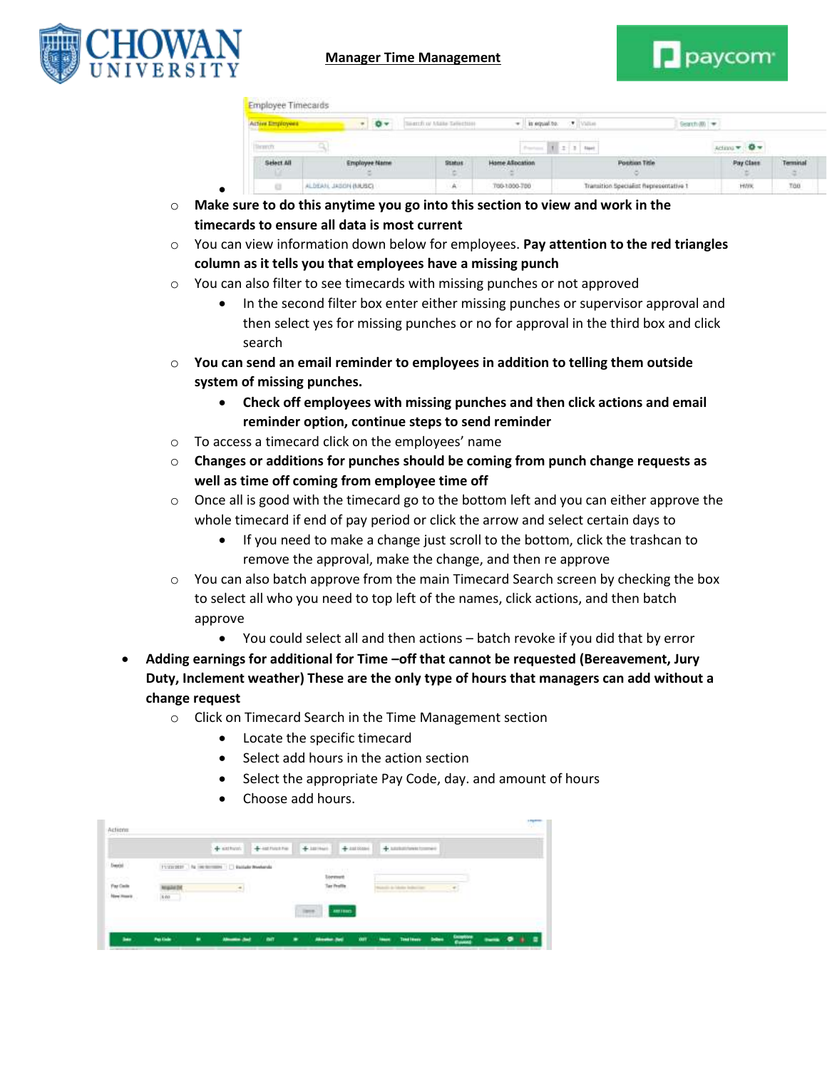## Manager Time Management

- 
  - **Make sure to do this anytime you go into this section to view and work in the timecards to ensure all data is most current**
  - You can view information down below for employees. **Pay attention to the red triangles column as it tells you that employees have a missing punch**
  - You can also filter to see timecards with missing punches or not approved
    - In the second filter box enter either missing punches or supervisor approval and then select yes for missing punches or no for approval in the third box and click search
  - **You can send an email reminder to employees in addition to telling them outside system of missing punches.**
    - **Check off employees with missing punches and then click actions and email reminder option, continue steps to send reminder**
  - To access a timecard click on the employees' name
  - **Changes or additions for punches should be coming from punch change requests as well as time off coming from employee time off**
  - Once all is good with the timecard go to the bottom left and you can either approve the whole timecard if end of pay period or click the arrow and select certain days to
    - If you need to make a change just scroll to the bottom, click the trashcan to remove the approval, make the change, and then re approve
  - You can also batch approve from the main Timecard Search screen by checking the box to select all who you need to top left of the names, click actions, and then batch approve
    - You could select all and then actions – batch revoke if you did that by error
- **Adding earnings for additional for Time –off that cannot be requested (Bereavement, Jury Duty, Inclement weather) These are the only type of hours that managers can add without a change request**
  - Click on Timecard Search in the Time Management section
    - Locate the specific timecard
    - Select add hours in the action section
    - Select the appropriate Pay Code, day. and amount of hours
    - Choose add hours.